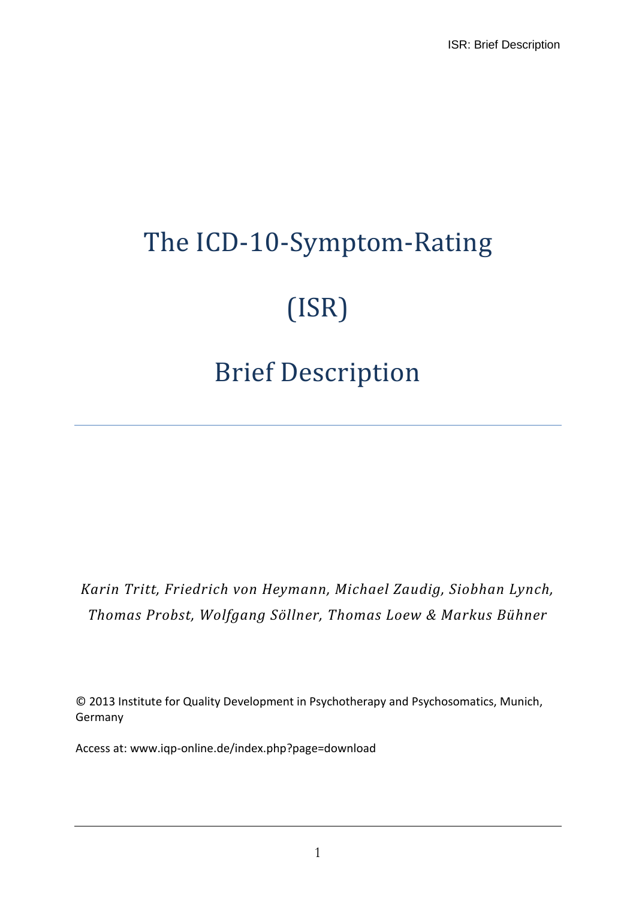# The ICD-10-Symptom-Rating

# (ISR)

# Brief Description

---

*Karin Tritt, Friedrich von Heymann, Michael Zaudig, Siobhan Lynch, Thomas Probst, Wolfgang Söllner, Thomas Loew & Markus Bühner*

© 2013 Institute for Quality Development in Psychotherapy and Psychosomatics, Munich, Germany

Access at: www.iqp-online.de/index.php?page=download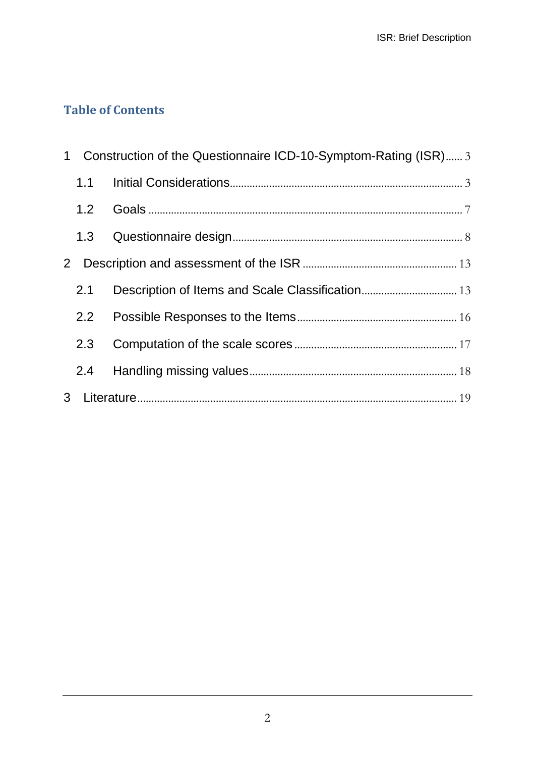## Table of Contents

1 Construction of the Questionnaire ICD-10-Symptom-Rating (ISR) ...... 3

  1.1 Initial Considerations ...... 3

  1.2 Goals ...... 7

  1.3 Questionnaire design ...... 8

2 Description and assessment of the ISR ...... 13

  2.1 Description of Items and Scale Classification ...... 13

  2.2 Possible Responses to the Items ...... 16

  2.3 Computation of the scale scores ...... 17

  2.4 Handling missing values ...... 18

3 Literature ...... 19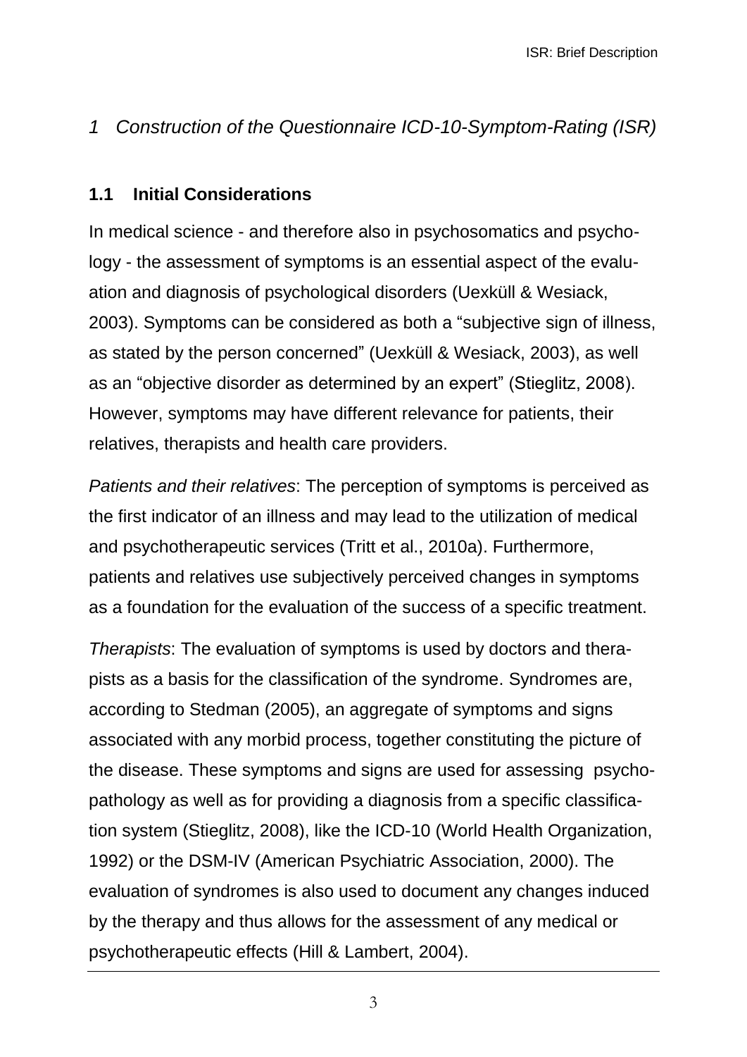# *1 Construction of the Questionnaire ICD-10-Symptom-Rating (ISR)*

## 1.1 Initial Considerations

In medical science - and therefore also in psychosomatics and psychology - the assessment of symptoms is an essential aspect of the evaluation and diagnosis of psychological disorders (Uexküll & Wesiack, 2003). Symptoms can be considered as both a "subjective sign of illness, as stated by the person concerned" (Uexküll & Wesiack, 2003), as well as an "objective disorder as determined by an expert" (Stieglitz, 2008). However, symptoms may have different relevance for patients, their relatives, therapists and health care providers.

*Patients and their relatives*: The perception of symptoms is perceived as the first indicator of an illness and may lead to the utilization of medical and psychotherapeutic services (Tritt et al., 2010a). Furthermore, patients and relatives use subjectively perceived changes in symptoms as a foundation for the evaluation of the success of a specific treatment.

*Therapists*: The evaluation of symptoms is used by doctors and therapists as a basis for the classification of the syndrome. Syndromes are, according to Stedman (2005), an aggregate of symptoms and signs associated with any morbid process, together constituting the picture of the disease. These symptoms and signs are used for assessing psychopathology as well as for providing a diagnosis from a specific classification system (Stieglitz, 2008), like the ICD-10 (World Health Organization, 1992) or the DSM-IV (American Psychiatric Association, 2000). The evaluation of syndromes is also used to document any changes induced by the therapy and thus allows for the assessment of any medical or psychotherapeutic effects (Hill & Lambert, 2004).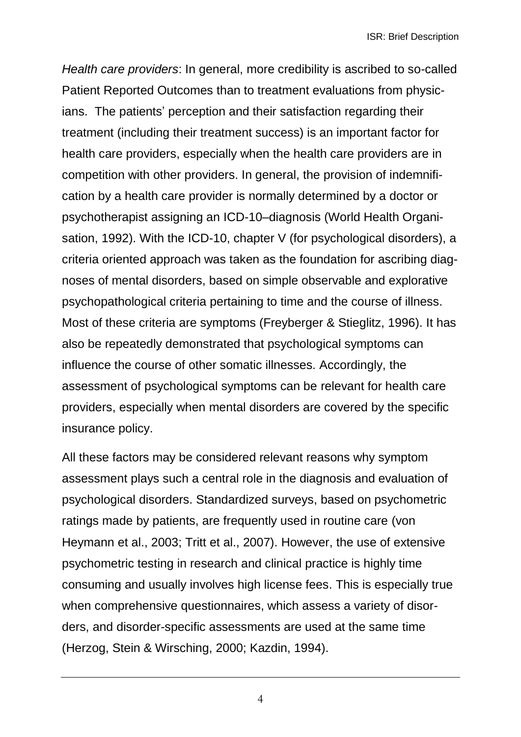*Health care providers*: In general, more credibility is ascribed to so-called Patient Reported Outcomes than to treatment evaluations from physicians. The patients' perception and their satisfaction regarding their treatment (including their treatment success) is an important factor for health care providers, especially when the health care providers are in competition with other providers. In general, the provision of indemnification by a health care provider is normally determined by a doctor or psychotherapist assigning an ICD-10–diagnosis (World Health Organisation, 1992). With the ICD-10, chapter V (for psychological disorders), a criteria oriented approach was taken as the foundation for ascribing diagnoses of mental disorders, based on simple observable and explorative psychopathological criteria pertaining to time and the course of illness. Most of these criteria are symptoms (Freyberger & Stieglitz, 1996). It has also be repeatedly demonstrated that psychological symptoms can influence the course of other somatic illnesses. Accordingly, the assessment of psychological symptoms can be relevant for health care providers, especially when mental disorders are covered by the specific insurance policy.

All these factors may be considered relevant reasons why symptom assessment plays such a central role in the diagnosis and evaluation of psychological disorders. Standardized surveys, based on psychometric ratings made by patients, are frequently used in routine care (von Heymann et al., 2003; Tritt et al., 2007). However, the use of extensive psychometric testing in research and clinical practice is highly time consuming and usually involves high license fees. This is especially true when comprehensive questionnaires, which assess a variety of disorders, and disorder-specific assessments are used at the same time (Herzog, Stein & Wirsching, 2000; Kazdin, 1994).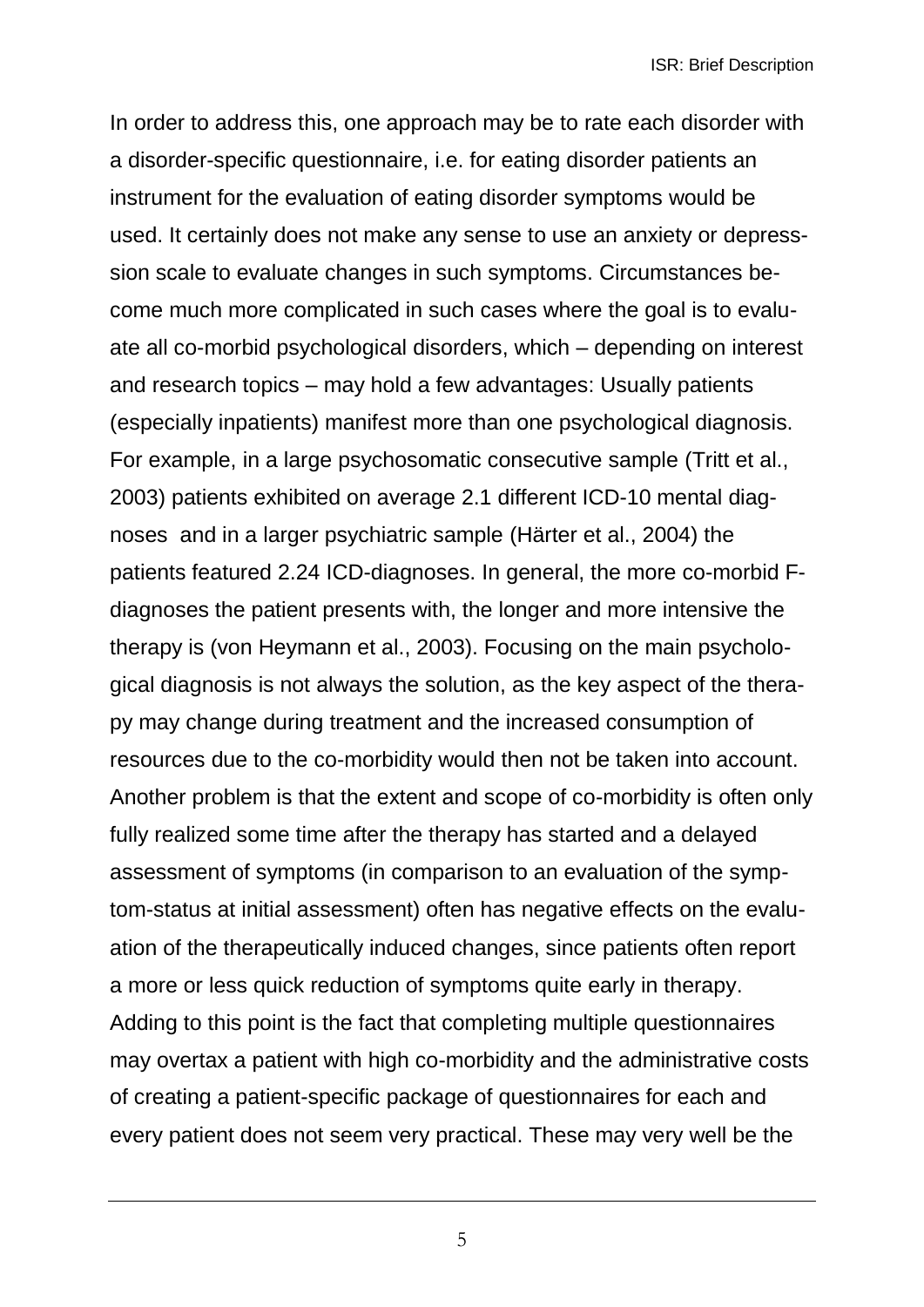In order to address this, one approach may be to rate each disorder with a disorder-specific questionnaire, i.e. for eating disorder patients an instrument for the evaluation of eating disorder symptoms would be used. It certainly does not make any sense to use an anxiety or depression scale to evaluate changes in such symptoms. Circumstances become much more complicated in such cases where the goal is to evaluate all co-morbid psychological disorders, which – depending on interest and research topics – may hold a few advantages: Usually patients (especially inpatients) manifest more than one psychological diagnosis. For example, in a large psychosomatic consecutive sample (Tritt et al., 2003) patients exhibited on average 2.1 different ICD-10 mental diagnoses and in a larger psychiatric sample (Härter et al., 2004) the patients featured 2.24 ICD-diagnoses. In general, the more co-morbid F-diagnoses the patient presents with, the longer and more intensive the therapy is (von Heymann et al., 2003). Focusing on the main psychological diagnosis is not always the solution, as the key aspect of the therapy may change during treatment and the increased consumption of resources due to the co-morbidity would then not be taken into account. Another problem is that the extent and scope of co-morbidity is often only fully realized some time after the therapy has started and a delayed assessment of symptoms (in comparison to an evaluation of the symptom-status at initial assessment) often has negative effects on the evaluation of the therapeutically induced changes, since patients often report a more or less quick reduction of symptoms quite early in therapy. Adding to this point is the fact that completing multiple questionnaires may overtax a patient with high co-morbidity and the administrative costs of creating a patient-specific package of questionnaires for each and every patient does not seem very practical. These may very well be the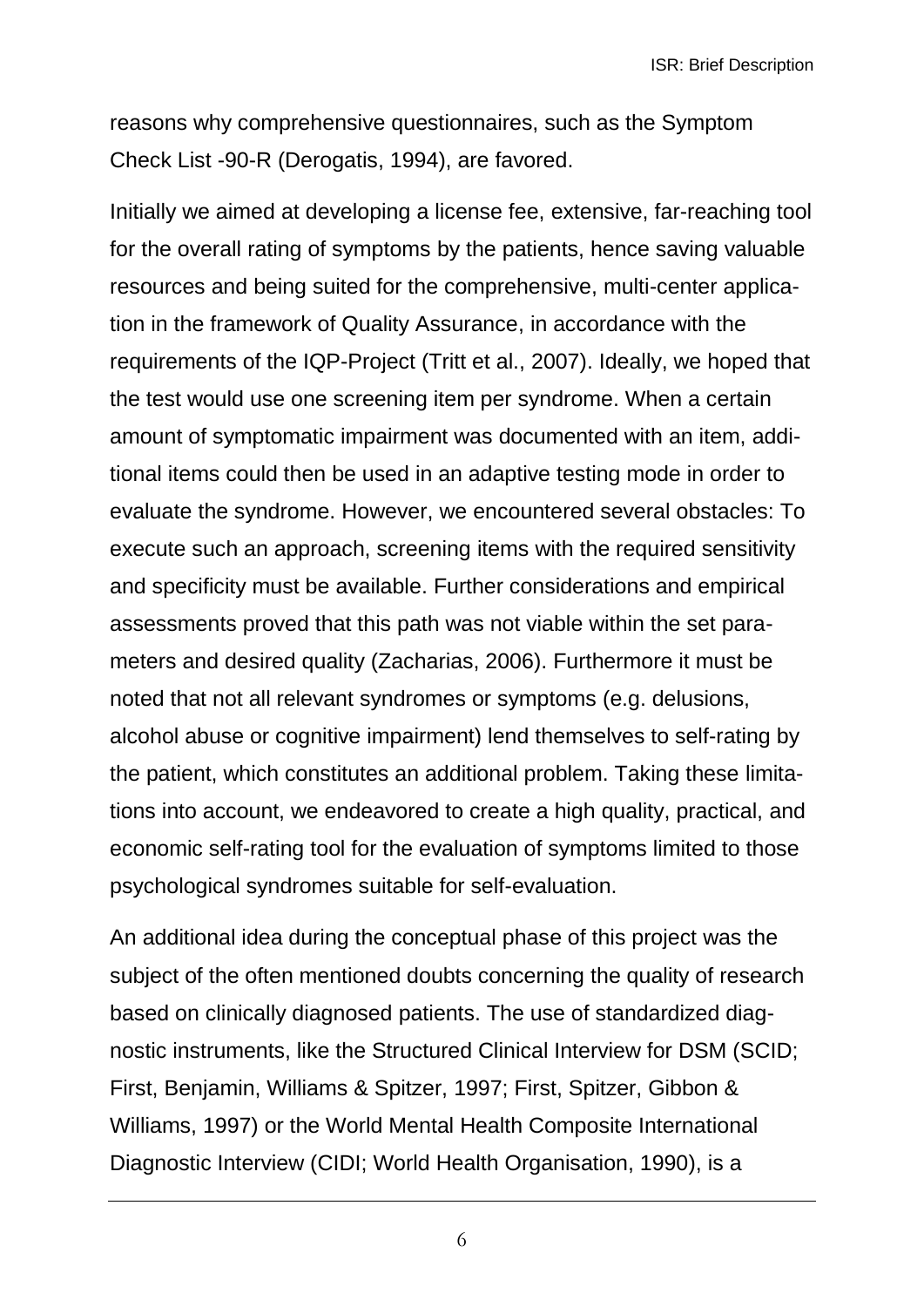reasons why comprehensive questionnaires, such as the Symptom Check List -90-R (Derogatis, 1994), are favored.

Initially we aimed at developing a license fee, extensive, far-reaching tool for the overall rating of symptoms by the patients, hence saving valuable resources and being suited for the comprehensive, multi-center application in the framework of Quality Assurance, in accordance with the requirements of the IQP-Project (Tritt et al., 2007). Ideally, we hoped that the test would use one screening item per syndrome. When a certain amount of symptomatic impairment was documented with an item, additional items could then be used in an adaptive testing mode in order to evaluate the syndrome. However, we encountered several obstacles: To execute such an approach, screening items with the required sensitivity and specificity must be available. Further considerations and empirical assessments proved that this path was not viable within the set parameters and desired quality (Zacharias, 2006). Furthermore it must be noted that not all relevant syndromes or symptoms (e.g. delusions, alcohol abuse or cognitive impairment) lend themselves to self-rating by the patient, which constitutes an additional problem. Taking these limitations into account, we endeavored to create a high quality, practical, and economic self-rating tool for the evaluation of symptoms limited to those psychological syndromes suitable for self-evaluation.

An additional idea during the conceptual phase of this project was the subject of the often mentioned doubts concerning the quality of research based on clinically diagnosed patients. The use of standardized diagnostic instruments, like the Structured Clinical Interview for DSM (SCID; First, Benjamin, Williams & Spitzer, 1997; First, Spitzer, Gibbon & Williams, 1997) or the World Mental Health Composite International Diagnostic Interview (CIDI; World Health Organisation, 1990), is a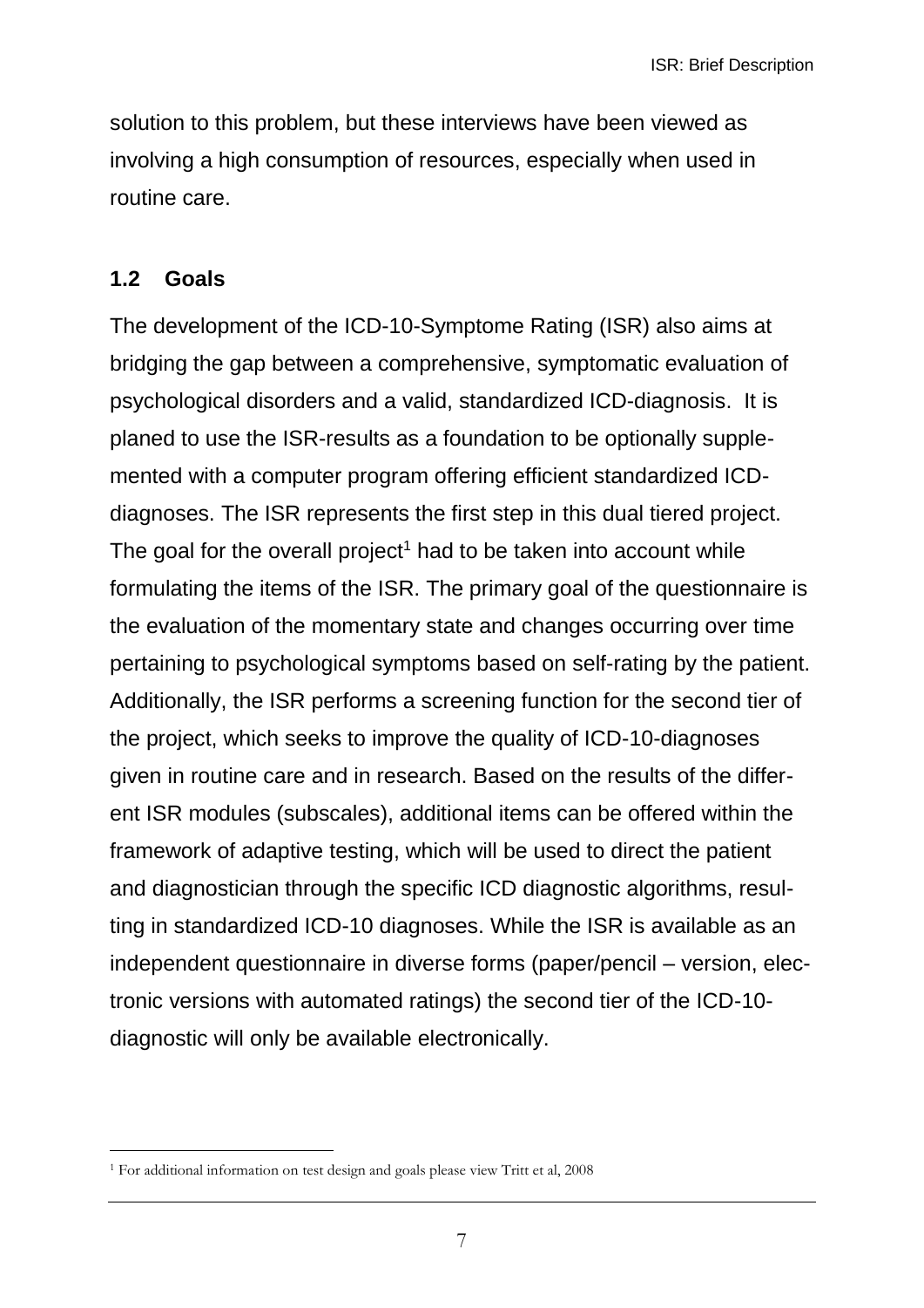solution to this problem, but these interviews have been viewed as involving a high consumption of resources, especially when used in routine care.

## 1.2 Goals

The development of the ICD-10-Symptome Rating (ISR) also aims at bridging the gap between a comprehensive, symptomatic evaluation of psychological disorders and a valid, standardized ICD-diagnosis. It is planed to use the ISR-results as a foundation to be optionally supplemented with a computer program offering efficient standardized ICD-diagnoses. The ISR represents the first step in this dual tiered project. The goal for the overall project[1] had to be taken into account while formulating the items of the ISR. The primary goal of the questionnaire is the evaluation of the momentary state and changes occurring over time pertaining to psychological symptoms based on self-rating by the patient. Additionally, the ISR performs a screening function for the second tier of the project, which seeks to improve the quality of ICD-10-diagnoses given in routine care and in research. Based on the results of the different ISR modules (subscales), additional items can be offered within the framework of adaptive testing, which will be used to direct the patient and diagnostician through the specific ICD diagnostic algorithms, resulting in standardized ICD-10 diagnoses. While the ISR is available as an independent questionnaire in diverse forms (paper/pencil – version, electronic versions with automated ratings) the second tier of the ICD-10-diagnostic will only be available electronically.

---

[1] For additional information on test design and goals please view Tritt et al, 2008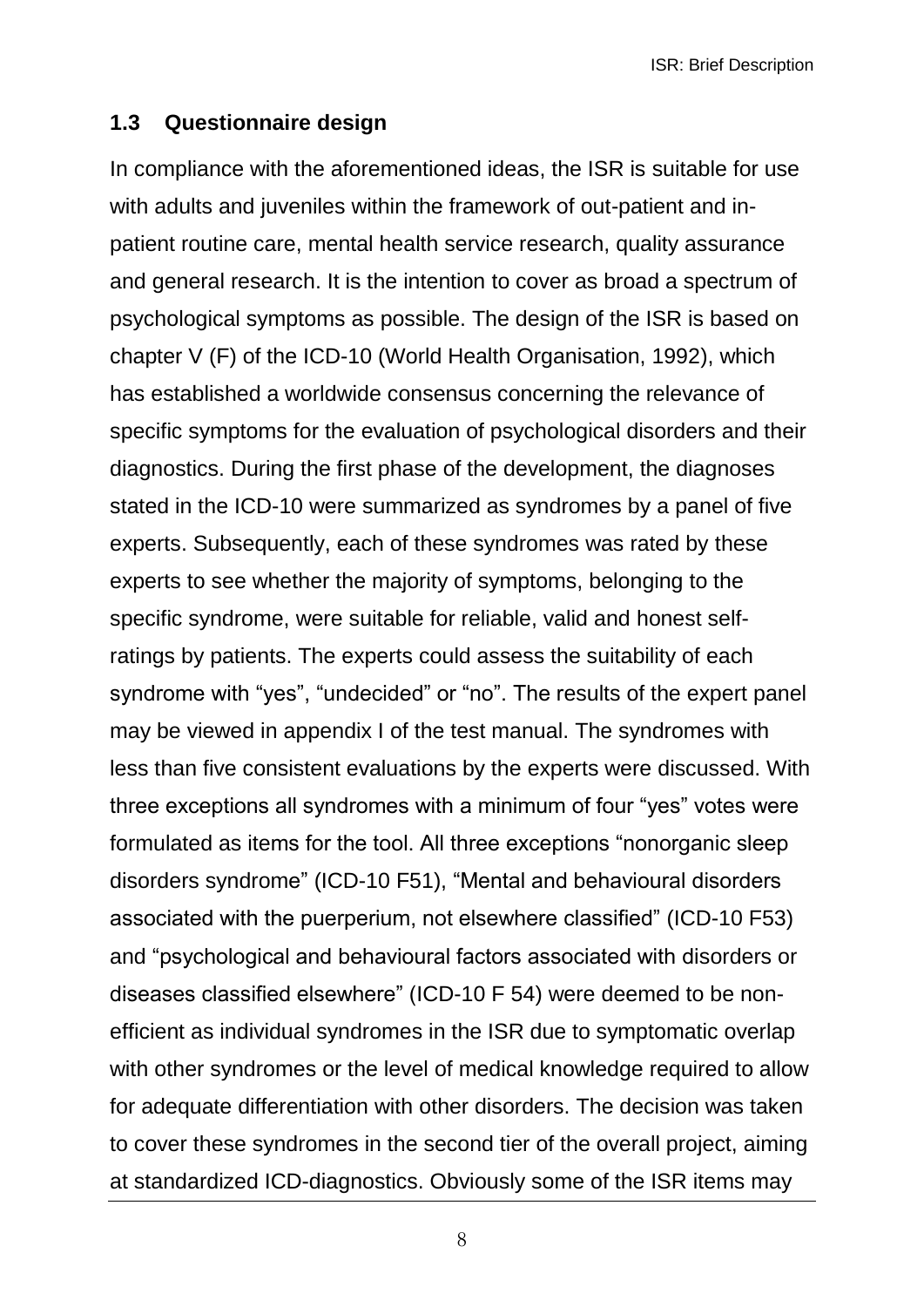## 1.3 Questionnaire design

In compliance with the aforementioned ideas, the ISR is suitable for use with adults and juveniles within the framework of out-patient and in-patient routine care, mental health service research, quality assurance and general research. It is the intention to cover as broad a spectrum of psychological symptoms as possible. The design of the ISR is based on chapter V (F) of the ICD-10 (World Health Organisation, 1992), which has established a worldwide consensus concerning the relevance of specific symptoms for the evaluation of psychological disorders and their diagnostics. During the first phase of the development, the diagnoses stated in the ICD-10 were summarized as syndromes by a panel of five experts. Subsequently, each of these syndromes was rated by these experts to see whether the majority of symptoms, belonging to the specific syndrome, were suitable for reliable, valid and honest self-ratings by patients. The experts could assess the suitability of each syndrome with "yes", "undecided" or "no". The results of the expert panel may be viewed in appendix I of the test manual. The syndromes with less than five consistent evaluations by the experts were discussed. With three exceptions all syndromes with a minimum of four "yes" votes were formulated as items for the tool. All three exceptions "nonorganic sleep disorders syndrome" (ICD-10 F51), "Mental and behavioural disorders associated with the puerperium, not elsewhere classified" (ICD-10 F53) and "psychological and behavioural factors associated with disorders or diseases classified elsewhere" (ICD-10 F 54) were deemed to be non-efficient as individual syndromes in the ISR due to symptomatic overlap with other syndromes or the level of medical knowledge required to allow for adequate differentiation with other disorders. The decision was taken to cover these syndromes in the second tier of the overall project, aiming at standardized ICD-diagnostics. Obviously some of the ISR items may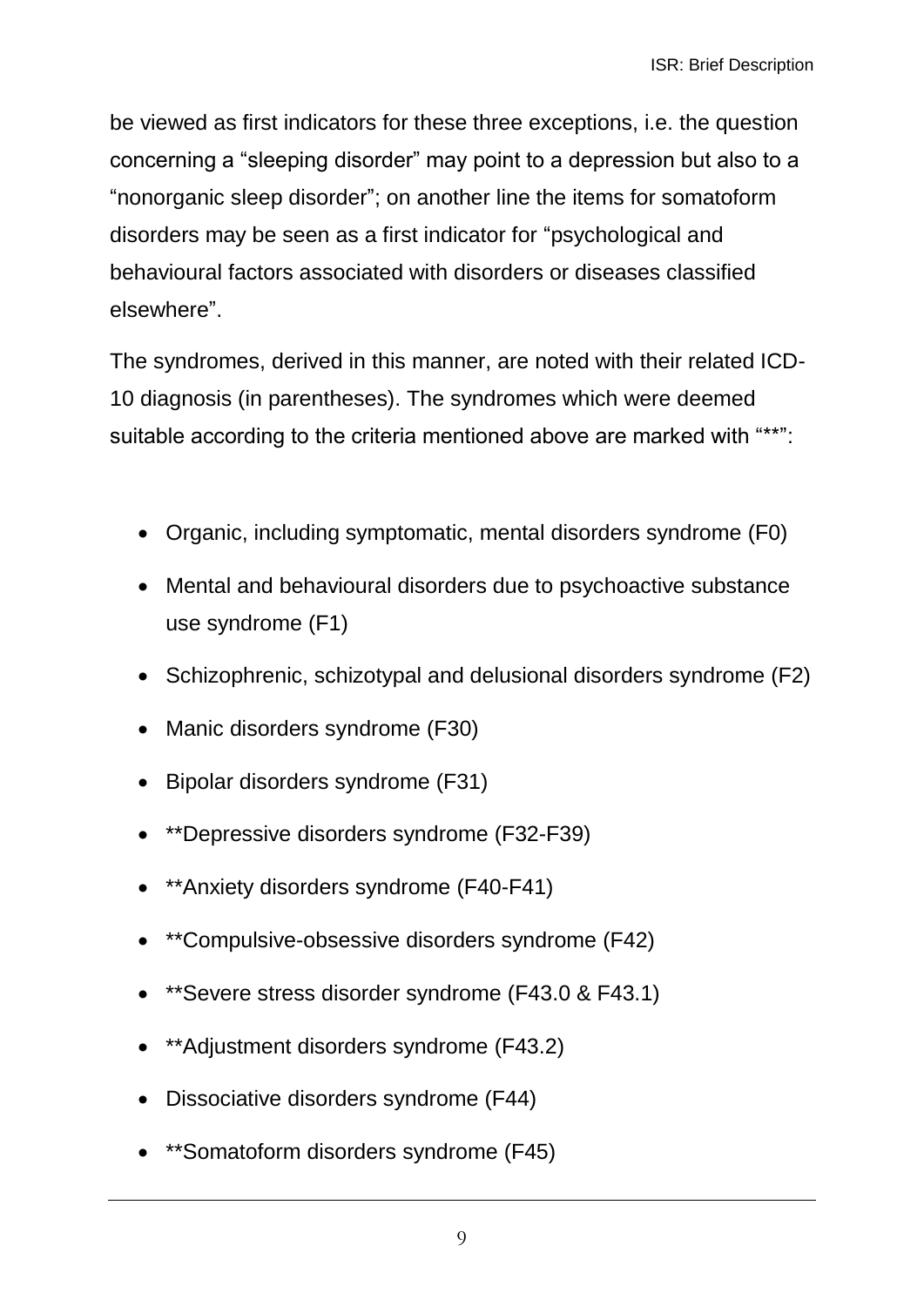be viewed as first indicators for these three exceptions, i.e. the question concerning a "sleeping disorder" may point to a depression but also to a "nonorganic sleep disorder"; on another line the items for somatoform disorders may be seen as a first indicator for "psychological and behavioural factors associated with disorders or diseases classified elsewhere".

The syndromes, derived in this manner, are noted with their related ICD-10 diagnosis (in parentheses). The syndromes which were deemed suitable according to the criteria mentioned above are marked with "**":

- Organic, including symptomatic, mental disorders syndrome (F0)
- Mental and behavioural disorders due to psychoactive substance use syndrome (F1)
- Schizophrenic, schizotypal and delusional disorders syndrome (F2)
- Manic disorders syndrome (F30)
- Bipolar disorders syndrome (F31)
- **Depressive disorders syndrome (F32-F39)
- **Anxiety disorders syndrome (F40-F41)
- **Compulsive-obsessive disorders syndrome (F42)
- **Severe stress disorder syndrome (F43.0 & F43.1)
- **Adjustment disorders syndrome (F43.2)
- Dissociative disorders syndrome (F44)
- **Somatoform disorders syndrome (F45)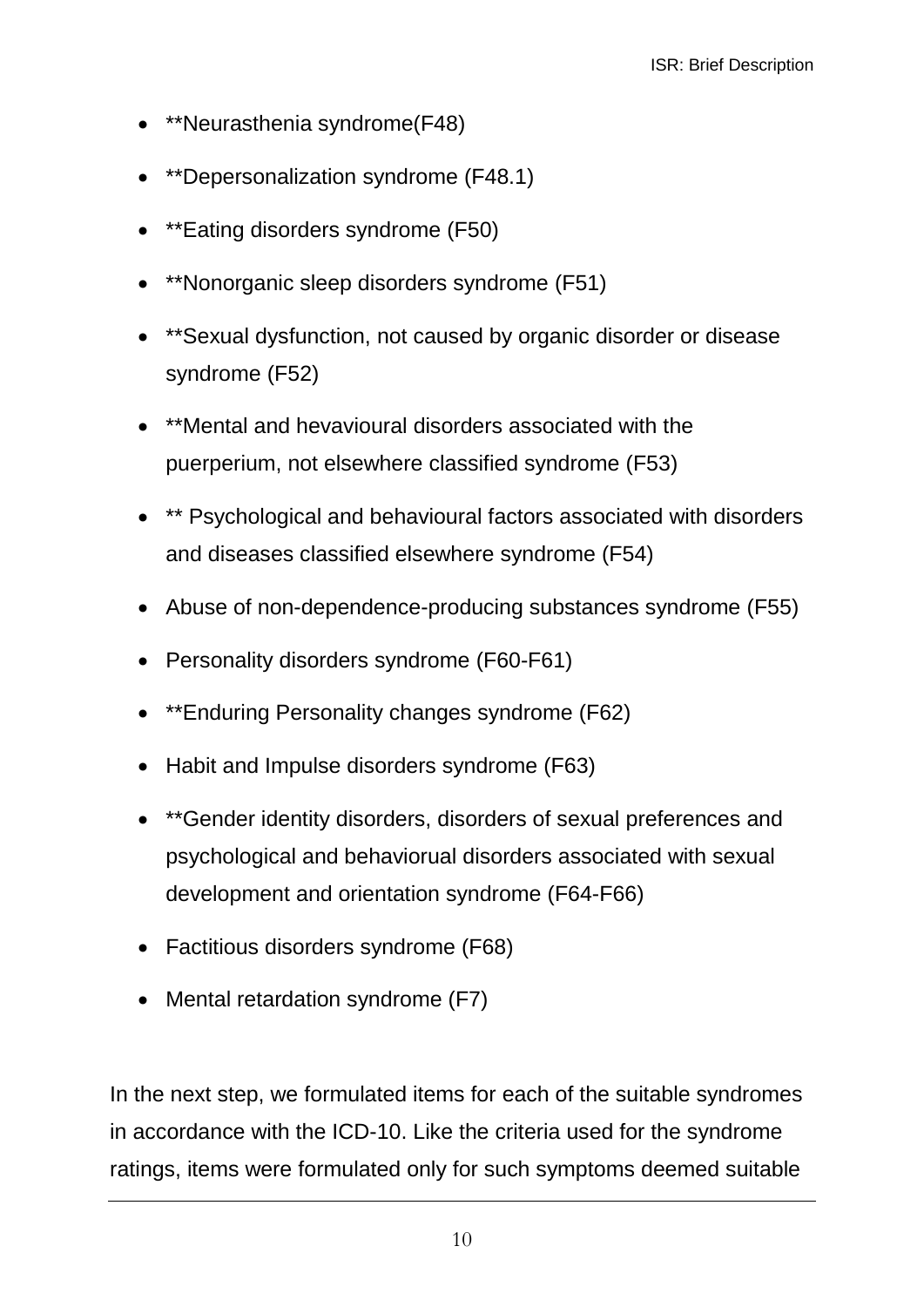- **Neurasthenia syndrome(F48)
- **Depersonalization syndrome (F48.1)
- **Eating disorders syndrome (F50)
- **Nonorganic sleep disorders syndrome (F51)
- **Sexual dysfunction, not caused by organic disorder or disease syndrome (F52)
- **Mental and hevavioural disorders associated with the puerperium, not elsewhere classified syndrome (F53)
- ** Psychological and behavioural factors associated with disorders and diseases classified elsewhere syndrome (F54)
- Abuse of non-dependence-producing substances syndrome (F55)
- Personality disorders syndrome (F60-F61)
- **Enduring Personality changes syndrome (F62)
- Habit and Impulse disorders syndrome (F63)
- **Gender identity disorders, disorders of sexual preferences and psychological and behaviorual disorders associated with sexual development and orientation syndrome (F64-F66)
- Factitious disorders syndrome (F68)
- Mental retardation syndrome (F7)

In the next step, we formulated items for each of the suitable syndromes in accordance with the ICD-10. Like the criteria used for the syndrome ratings, items were formulated only for such symptoms deemed suitable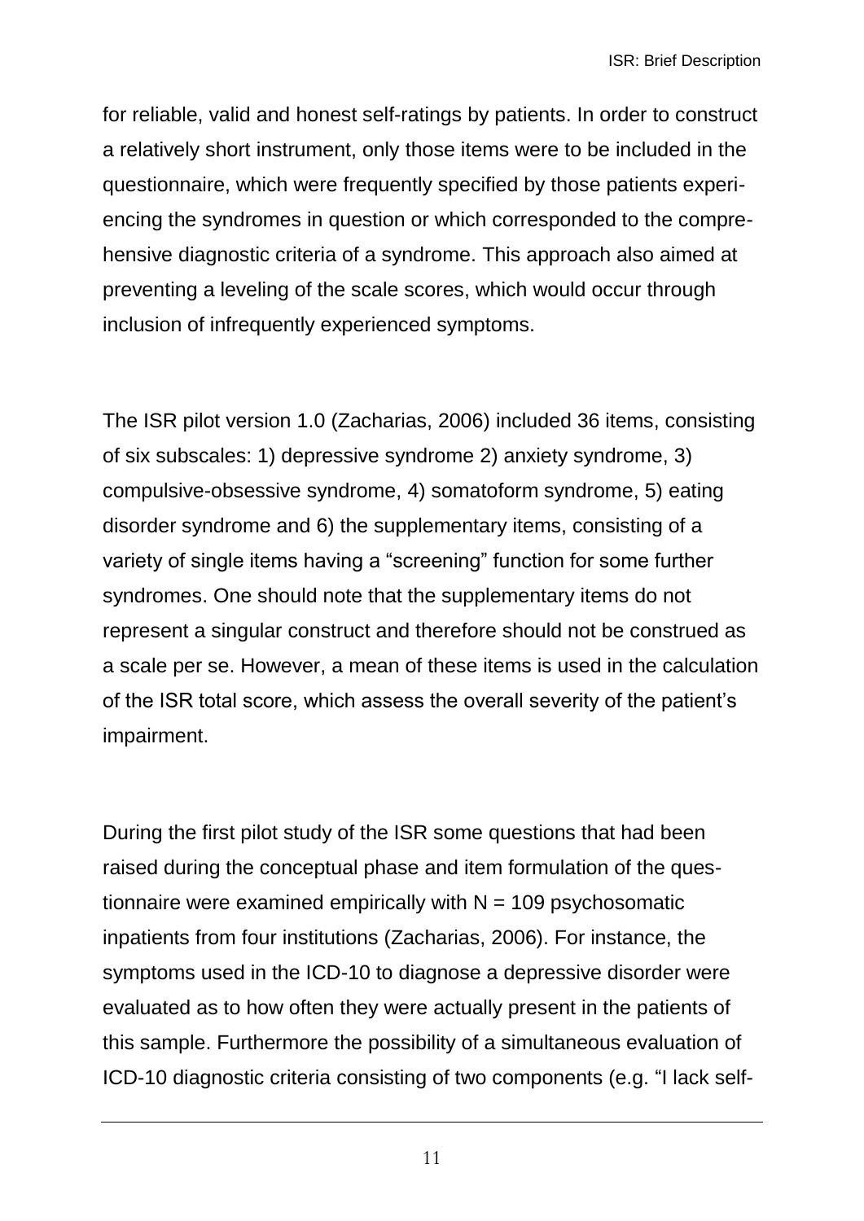for reliable, valid and honest self-ratings by patients. In order to construct a relatively short instrument, only those items were to be included in the questionnaire, which were frequently specified by those patients experiencing the syndromes in question or which corresponded to the comprehensive diagnostic criteria of a syndrome. This approach also aimed at preventing a leveling of the scale scores, which would occur through inclusion of infrequently experienced symptoms.

The ISR pilot version 1.0 (Zacharias, 2006) included 36 items, consisting of six subscales: 1) depressive syndrome 2) anxiety syndrome, 3) compulsive-obsessive syndrome, 4) somatoform syndrome, 5) eating disorder syndrome and 6) the supplementary items, consisting of a variety of single items having a "screening" function for some further syndromes. One should note that the supplementary items do not represent a singular construct and therefore should not be construed as a scale per se. However, a mean of these items is used in the calculation of the ISR total score, which assess the overall severity of the patient's impairment.

During the first pilot study of the ISR some questions that had been raised during the conceptual phase and item formulation of the questionnaire were examined empirically with N = 109 psychosomatic inpatients from four institutions (Zacharias, 2006). For instance, the symptoms used in the ICD-10 to diagnose a depressive disorder were evaluated as to how often they were actually present in the patients of this sample. Furthermore the possibility of a simultaneous evaluation of ICD-10 diagnostic criteria consisting of two components (e.g. "I lack self-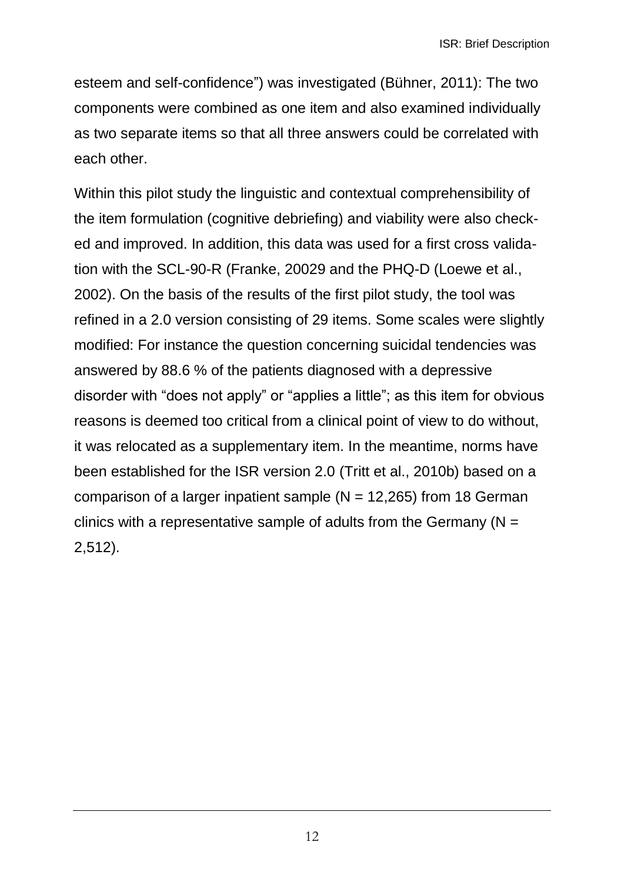esteem and self-confidence") was investigated (Bühner, 2011): The two components were combined as one item and also examined individually as two separate items so that all three answers could be correlated with each other.

Within this pilot study the linguistic and contextual comprehensibility of the item formulation (cognitive debriefing) and viability were also checked and improved. In addition, this data was used for a first cross validation with the SCL-90-R (Franke, 20029 and the PHQ-D (Loewe et al., 2002). On the basis of the results of the first pilot study, the tool was refined in a 2.0 version consisting of 29 items. Some scales were slightly modified: For instance the question concerning suicidal tendencies was answered by 88.6 % of the patients diagnosed with a depressive disorder with "does not apply" or "applies a little"; as this item for obvious reasons is deemed too critical from a clinical point of view to do without, it was relocated as a supplementary item. In the meantime, norms have been established for the ISR version 2.0 (Tritt et al., 2010b) based on a comparison of a larger inpatient sample (N = 12,265) from 18 German clinics with a representative sample of adults from the Germany (N = 2,512).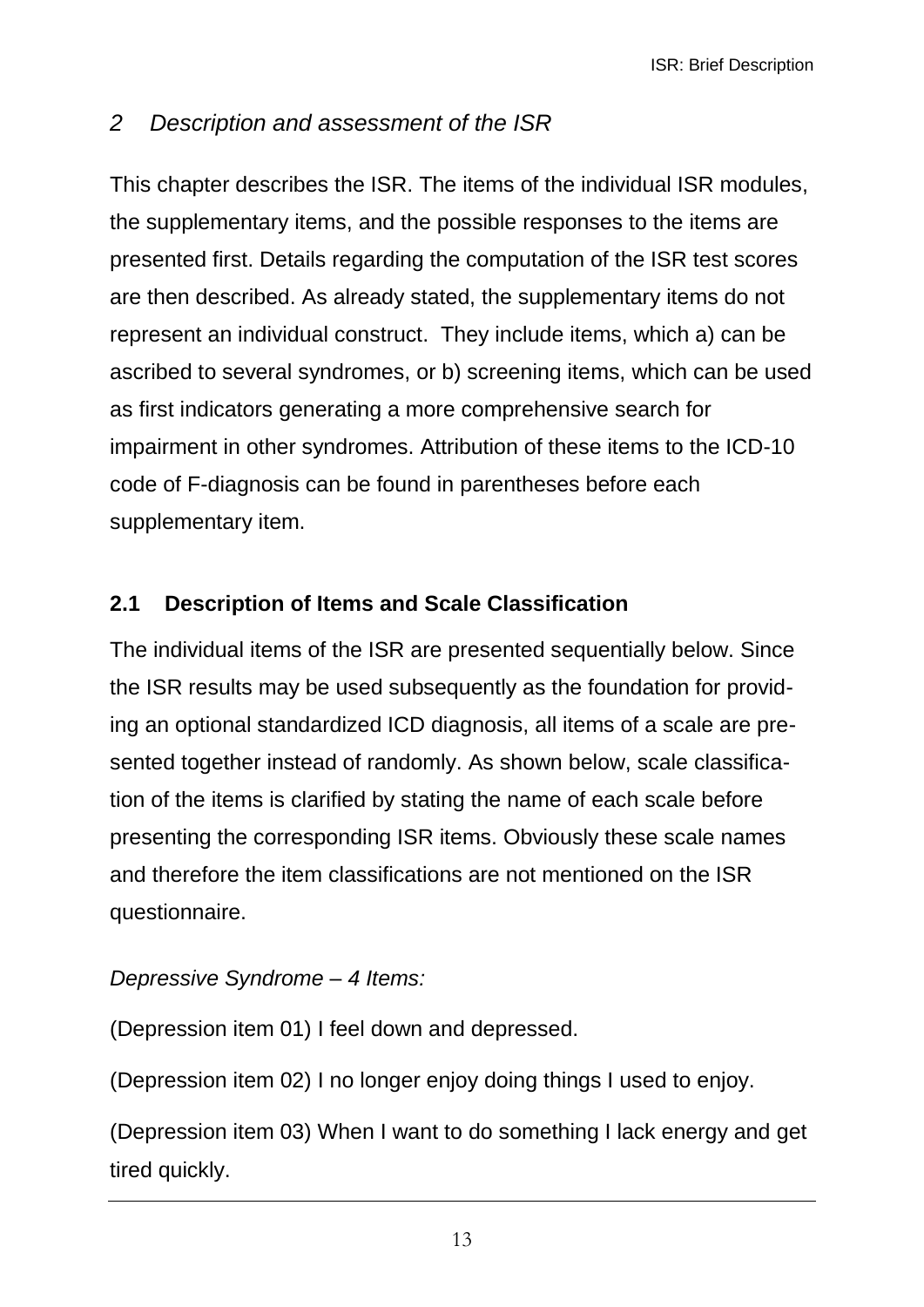## 2 Description and assessment of the ISR

This chapter describes the ISR. The items of the individual ISR modules, the supplementary items, and the possible responses to the items are presented first. Details regarding the computation of the ISR test scores are then described. As already stated, the supplementary items do not represent an individual construct.  They include items, which a) can be ascribed to several syndromes, or b) screening items, which can be used as first indicators generating a more comprehensive search for impairment in other syndromes. Attribution of these items to the ICD-10 code of F-diagnosis can be found in parentheses before each supplementary item.

### 2.1 Description of Items and Scale Classification

The individual items of the ISR are presented sequentially below. Since the ISR results may be used subsequently as the foundation for providing an optional standardized ICD diagnosis, all items of a scale are presented together instead of randomly. As shown below, scale classification of the items is clarified by stating the name of each scale before presenting the corresponding ISR items. Obviously these scale names and therefore the item classifications are not mentioned on the ISR questionnaire.

*Depressive Syndrome – 4 Items:*

(Depression item 01) I feel down and depressed.

(Depression item 02) I no longer enjoy doing things I used to enjoy.

(Depression item 03) When I want to do something I lack energy and get tired quickly.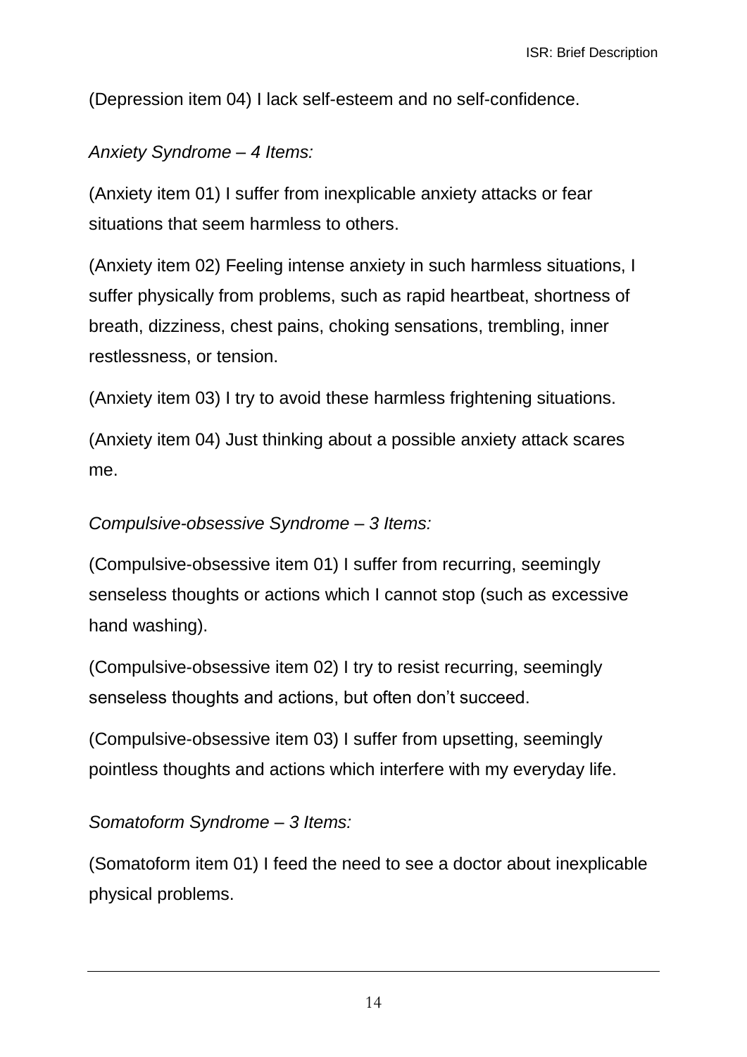(Depression item 04) I lack self-esteem and no self-confidence.

*Anxiety Syndrome – 4 Items:*

(Anxiety item 01) I suffer from inexplicable anxiety attacks or fear situations that seem harmless to others.

(Anxiety item 02) Feeling intense anxiety in such harmless situations, I suffer physically from problems, such as rapid heartbeat, shortness of breath, dizziness, chest pains, choking sensations, trembling, inner restlessness, or tension.

(Anxiety item 03) I try to avoid these harmless frightening situations.

(Anxiety item 04) Just thinking about a possible anxiety attack scares me.

*Compulsive-obsessive Syndrome – 3 Items:*

(Compulsive-obsessive item 01) I suffer from recurring, seemingly senseless thoughts or actions which I cannot stop (such as excessive hand washing).

(Compulsive-obsessive item 02) I try to resist recurring, seemingly senseless thoughts and actions, but often don't succeed.

(Compulsive-obsessive item 03) I suffer from upsetting, seemingly pointless thoughts and actions which interfere with my everyday life.

*Somatoform Syndrome – 3 Items:*

(Somatoform item 01) I feed the need to see a doctor about inexplicable physical problems.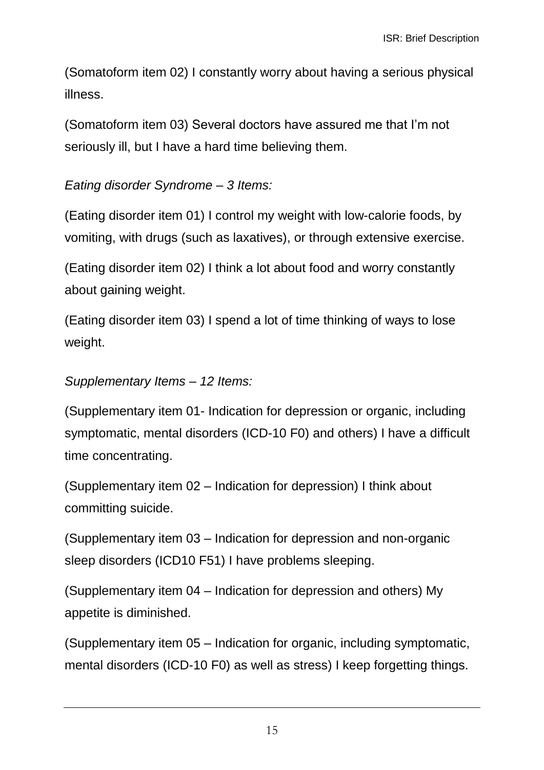(Somatoform item 02) I constantly worry about having a serious physical illness.

(Somatoform item 03) Several doctors have assured me that I'm not seriously ill, but I have a hard time believing them.

*Eating disorder Syndrome – 3 Items:*

(Eating disorder item 01) I control my weight with low-calorie foods, by vomiting, with drugs (such as laxatives), or through extensive exercise.

(Eating disorder item 02) I think a lot about food and worry constantly about gaining weight.

(Eating disorder item 03) I spend a lot of time thinking of ways to lose weight.

*Supplementary Items – 12 Items:*

(Supplementary item 01- Indication for depression or organic, including symptomatic, mental disorders (ICD-10 F0) and others) I have a difficult time concentrating.

(Supplementary item 02 – Indication for depression) I think about committing suicide.

(Supplementary item 03 – Indication for depression and non-organic sleep disorders (ICD10 F51) I have problems sleeping.

(Supplementary item 04 – Indication for depression and others) My appetite is diminished.

(Supplementary item 05 – Indication for organic, including symptomatic, mental disorders (ICD-10 F0) as well as stress) I keep forgetting things.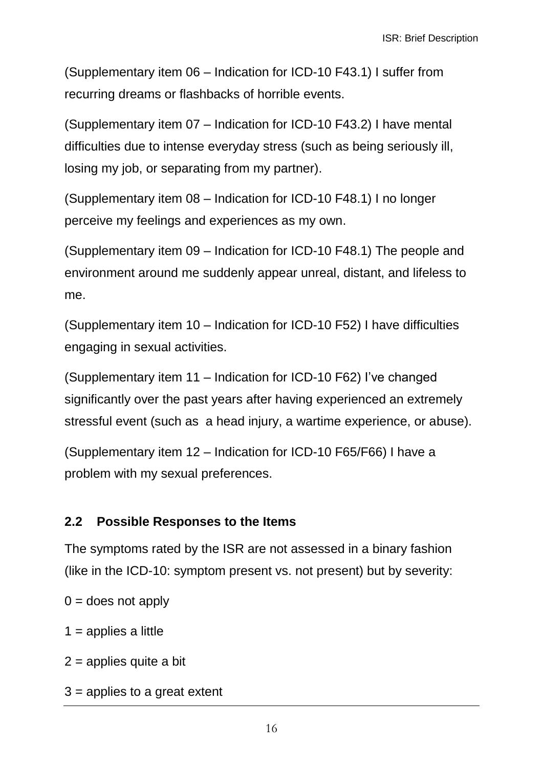(Supplementary item 06 – Indication for ICD-10 F43.1) I suffer from recurring dreams or flashbacks of horrible events.

(Supplementary item 07 – Indication for ICD-10 F43.2) I have mental difficulties due to intense everyday stress (such as being seriously ill, losing my job, or separating from my partner).

(Supplementary item 08 – Indication for ICD-10 F48.1) I no longer perceive my feelings and experiences as my own.

(Supplementary item 09 – Indication for ICD-10 F48.1) The people and environment around me suddenly appear unreal, distant, and lifeless to me.

(Supplementary item 10 – Indication for ICD-10 F52) I have difficulties engaging in sexual activities.

(Supplementary item 11 – Indication for ICD-10 F62) I've changed significantly over the past years after having experienced an extremely stressful event (such as a head injury, a wartime experience, or abuse).

(Supplementary item 12 – Indication for ICD-10 F65/F66) I have a problem with my sexual preferences.

## 2.2 Possible Responses to the Items

The symptoms rated by the ISR are not assessed in a binary fashion (like in the ICD-10: symptom present vs. not present) but by severity:

0 = does not apply

1 = applies a little

2 = applies quite a bit

3 = applies to a great extent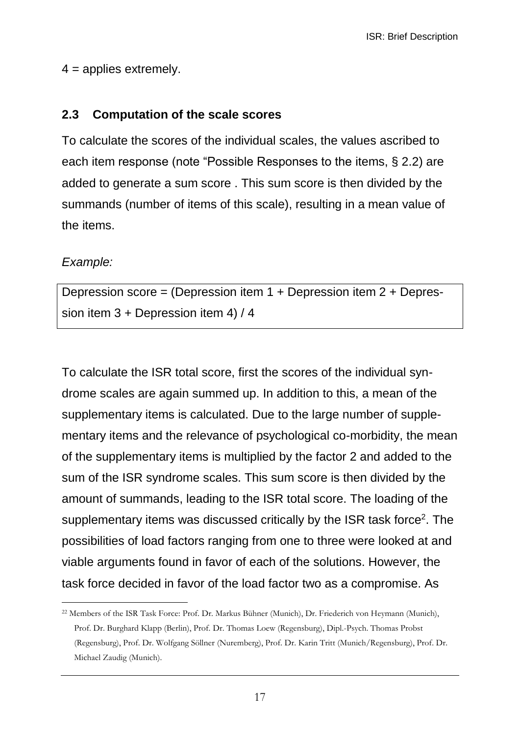4 = applies extremely.

## 2.3 Computation of the scale scores

To calculate the scores of the individual scales, the values ascribed to each item response (note “Possible Responses to the items, § 2.2) are added to generate a sum score . This sum score is then divided by the summands (number of items of this scale), resulting in a mean value of the items.

*Example:*

| Depression score = (Depression item 1 + Depression item 2 + Depression item 3 + Depression item 4) / 4 |
|---|

To calculate the ISR total score, first the scores of the individual syndrome scales are again summed up. In addition to this, a mean of the supplementary items is calculated. Due to the large number of supplementary items and the relevance of psychological co-morbidity, the mean of the supplementary items is multiplied by the factor 2 and added to the sum of the ISR syndrome scales. This sum score is then divided by the amount of summands, leading to the ISR total score. The loading of the supplementary items was discussed critically by the ISR task force[2]. The possibilities of load factors ranging from one to three were looked at and viable arguments found in favor of each of the solutions. However, the task force decided in favor of the load factor two as a compromise. As

---

[22] Members of the ISR Task Force: Prof. Dr. Markus Bühner (Munich), Dr. Friederich von Heymann (Munich), Prof. Dr. Burghard Klapp (Berlin), Prof. Dr. Thomas Loew (Regensburg), Dipl.-Psych. Thomas Probst (Regensburg), Prof. Dr. Wolfgang Söllner (Nuremberg), Prof. Dr. Karin Tritt (Munich/Regensburg), Prof. Dr. Michael Zaudig (Munich).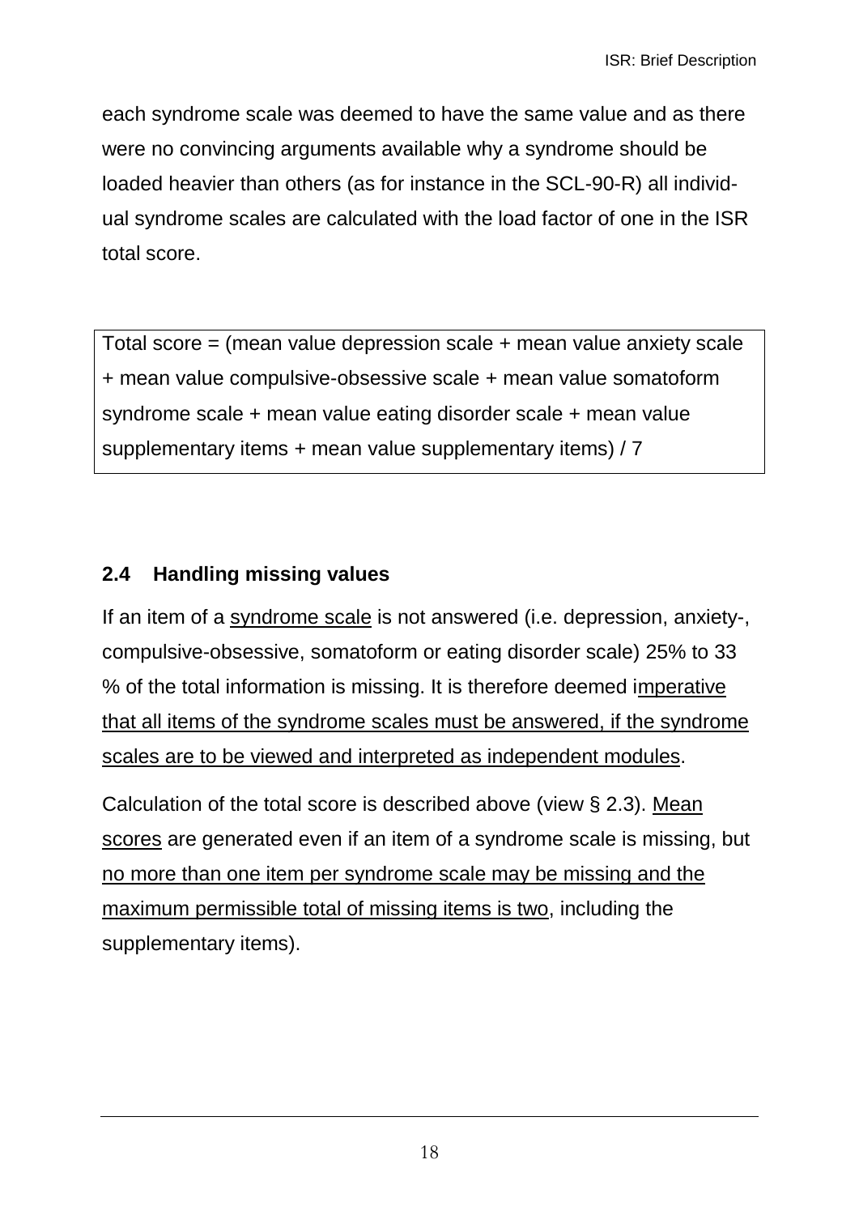each syndrome scale was deemed to have the same value and as there were no convincing arguments available why a syndrome should be loaded heavier than others (as for instance in the SCL-90-R) all individual syndrome scales are calculated with the load factor of one in the ISR total score.

> Total score = (mean value depression scale + mean value anxiety scale + mean value compulsive-obsessive scale + mean value somatoform syndrome scale + mean value eating disorder scale + mean value supplementary items + mean value supplementary items) / 7

### 2.4 Handling missing values

If an item of a syndrome scale is not answered (i.e. depression, anxiety-, compulsive-obsessive, somatoform or eating disorder scale) 25% to 33 % of the total information is missing. It is therefore deemed imperative that all items of the syndrome scales must be answered, if the syndrome scales are to be viewed and interpreted as independent modules.

Calculation of the total score is described above (view § 2.3). Mean scores are generated even if an item of a syndrome scale is missing, but no more than one item per syndrome scale may be missing and the maximum permissible total of missing items is two, including the supplementary items).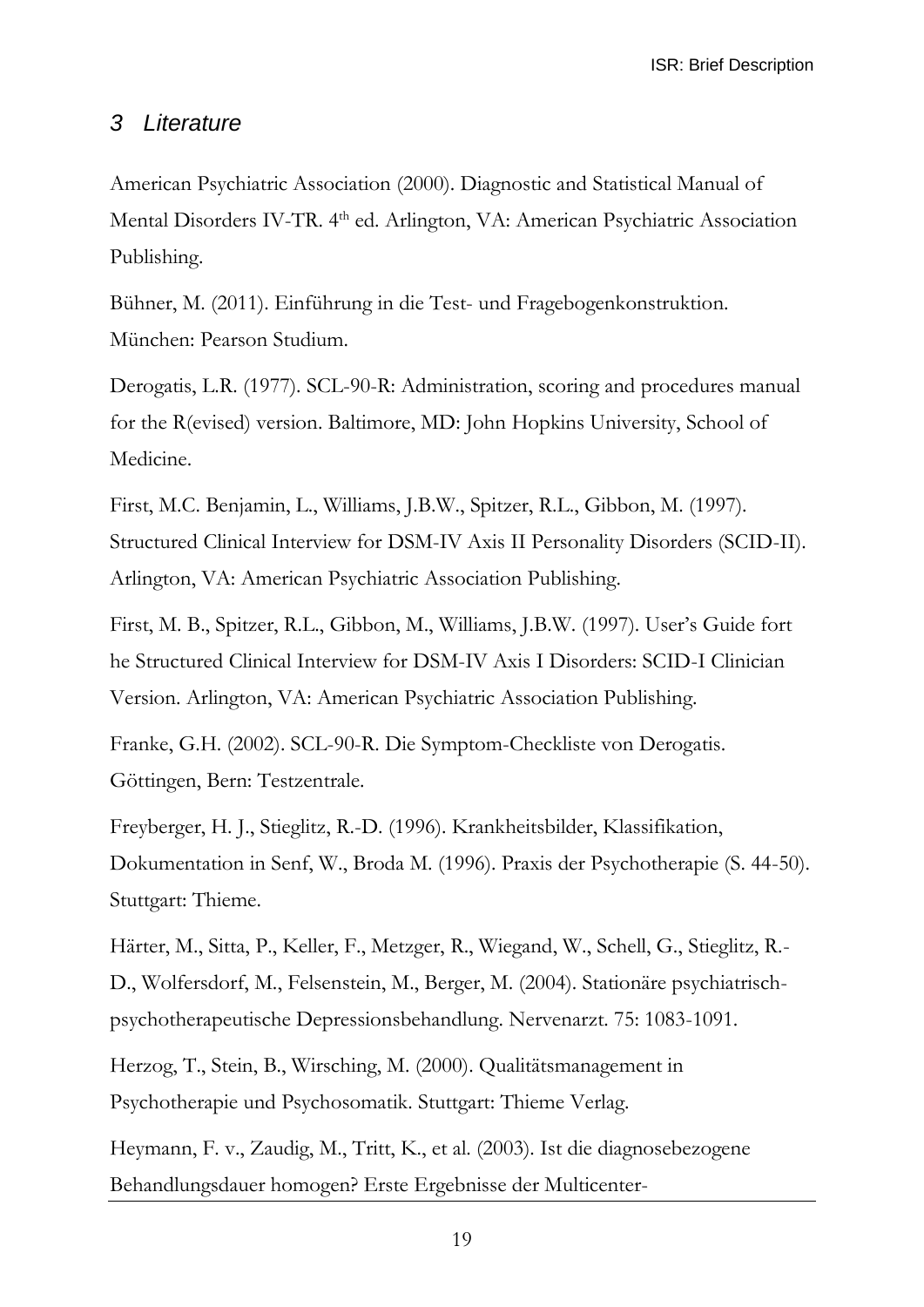## 3 Literature

American Psychiatric Association (2000). Diagnostic and Statistical Manual of Mental Disorders IV-TR. 4th ed. Arlington, VA: American Psychiatric Association Publishing.

Bühner, M. (2011). Einführung in die Test- und Fragebogenkonstruktion. München: Pearson Studium.

Derogatis, L.R. (1977). SCL-90-R: Administration, scoring and procedures manual for the R(evised) version. Baltimore, MD: John Hopkins University, School of Medicine.

First, M.C. Benjamin, L., Williams, J.B.W., Spitzer, R.L., Gibbon, M. (1997). Structured Clinical Interview for DSM-IV Axis II Personality Disorders (SCID-II). Arlington, VA: American Psychiatric Association Publishing.

First, M. B., Spitzer, R.L., Gibbon, M., Williams, J.B.W. (1997). User's Guide fort he Structured Clinical Interview for DSM-IV Axis I Disorders: SCID-I Clinician Version. Arlington, VA: American Psychiatric Association Publishing.

Franke, G.H. (2002). SCL-90-R. Die Symptom-Checkliste von Derogatis. Göttingen, Bern: Testzentrale.

Freyberger, H. J., Stieglitz, R.-D. (1996). Krankheitsbilder, Klassifikation, Dokumentation in Senf, W., Broda M. (1996). Praxis der Psychotherapie (S. 44-50). Stuttgart: Thieme.

Härter, M., Sitta, P., Keller, F., Metzger, R., Wiegand, W., Schell, G., Stieglitz, R.-D., Wolfersdorf, M., Felsenstein, M., Berger, M. (2004). Stationäre psychiatrisch-psychotherapeutische Depressionsbehandlung. Nervenarzt. 75: 1083-1091.

Herzog, T., Stein, B., Wirsching, M. (2000). Qualitätsmanagement in Psychotherapie und Psychosomatik. Stuttgart: Thieme Verlag.

Heymann, F. v., Zaudig, M., Tritt, K., et al. (2003). Ist die diagnosebezogene Behandlungsdauer homogen? Erste Ergebnisse der Multicenter-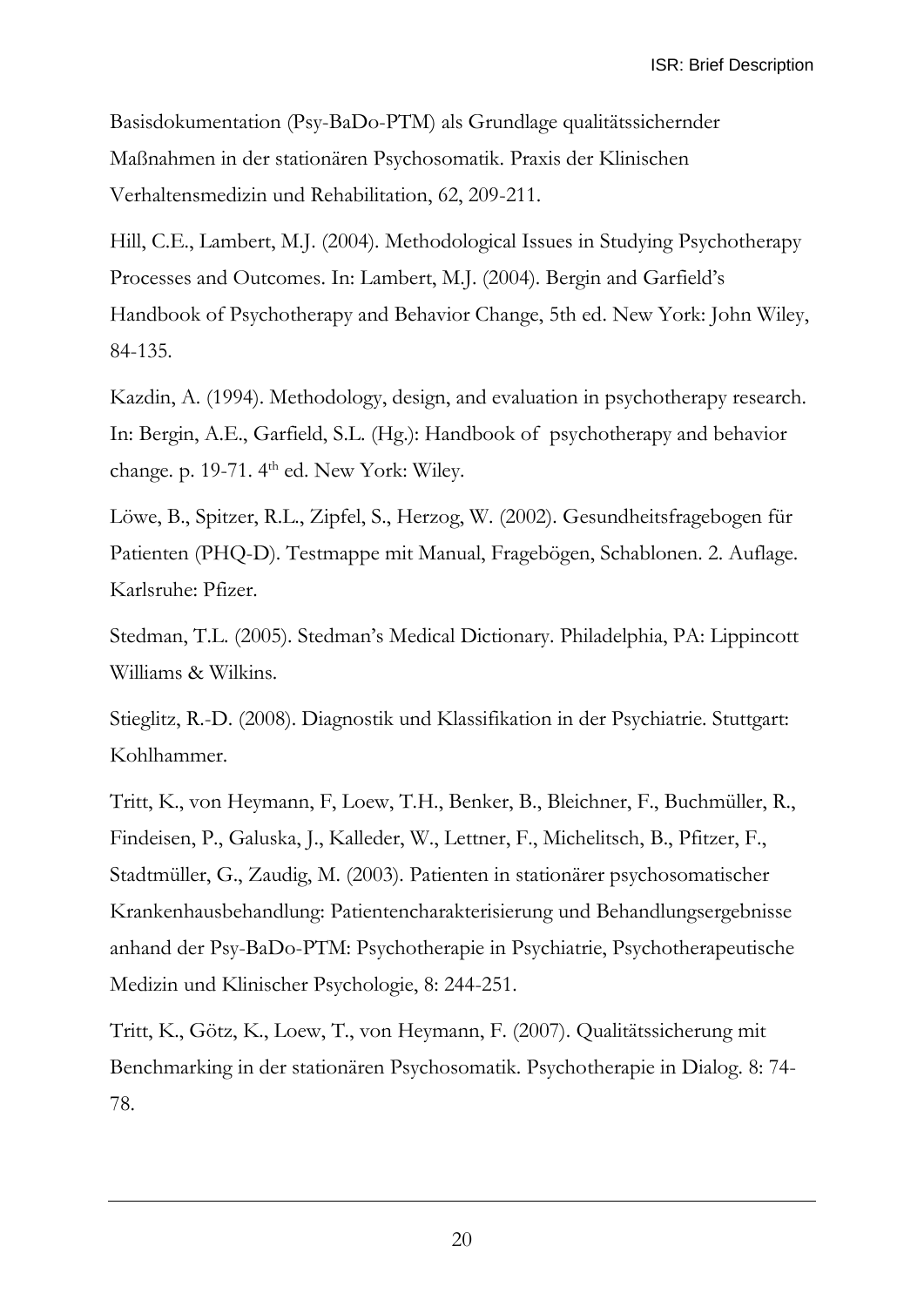Basisdokumentation (Psy-BaDo-PTM) als Grundlage qualitätssichernder Maßnahmen in der stationären Psychosomatik. Praxis der Klinischen Verhaltensmedizin und Rehabilitation, 62, 209-211.

Hill, C.E., Lambert, M.J. (2004). Methodological Issues in Studying Psychotherapy Processes and Outcomes. In: Lambert, M.J. (2004). Bergin and Garfield's Handbook of Psychotherapy and Behavior Change, 5th ed. New York: John Wiley, 84-135.

Kazdin, A. (1994). Methodology, design, and evaluation in psychotherapy research. In: Bergin, A.E., Garfield, S.L. (Hg.): Handbook of psychotherapy and behavior change. p. 19-71. 4th ed. New York: Wiley.

Löwe, B., Spitzer, R.L., Zipfel, S., Herzog, W. (2002). Gesundheitsfragebogen für Patienten (PHQ-D). Testmappe mit Manual, Fragebögen, Schablonen. 2. Auflage. Karlsruhe: Pfizer.

Stedman, T.L. (2005). Stedman's Medical Dictionary. Philadelphia, PA: Lippincott Williams & Wilkins.

Stieglitz, R.-D. (2008). Diagnostik und Klassifikation in der Psychiatrie. Stuttgart: Kohlhammer.

Tritt, K., von Heymann, F, Loew, T.H., Benker, B., Bleichner, F., Buchmüller, R., Findeisen, P., Galuska, J., Kalleder, W., Lettner, F., Michelitsch, B., Pfitzer, F., Stadtmüller, G., Zaudig, M. (2003). Patienten in stationärer psychosomatischer Krankenhausbehandlung: Patientencharakterisierung und Behandlungsergebnisse anhand der Psy-BaDo-PTM: Psychotherapie in Psychiatrie, Psychotherapeutische Medizin und Klinischer Psychologie, 8: 244-251.

Tritt, K., Götz, K., Loew, T., von Heymann, F. (2007). Qualitätssicherung mit Benchmarking in der stationären Psychosomatik. Psychotherapie in Dialog. 8: 74-78.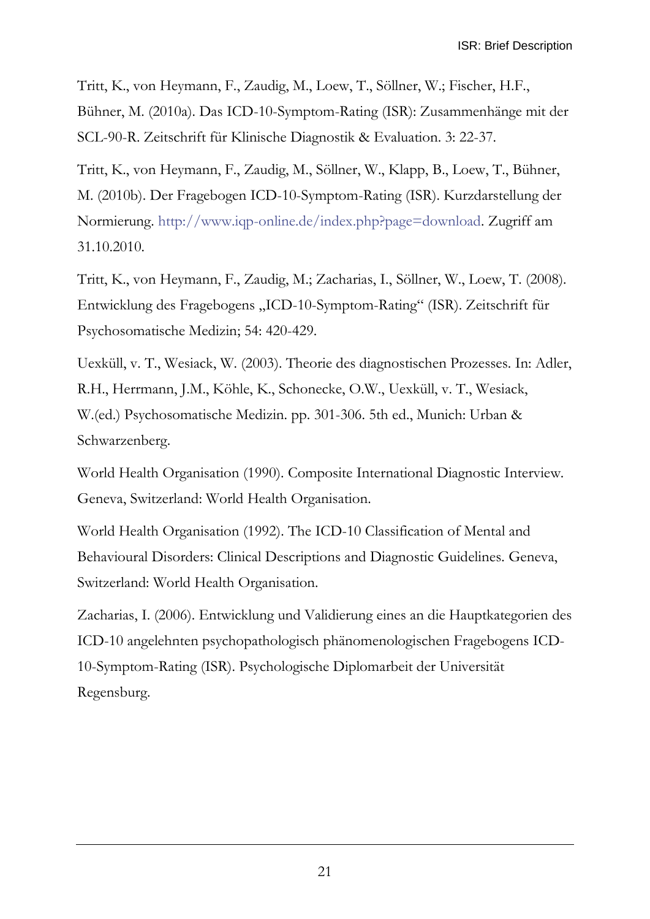Tritt, K., von Heymann, F., Zaudig, M., Loew, T., Söllner, W.; Fischer, H.F., Bühner, M. (2010a). Das ICD-10-Symptom-Rating (ISR): Zusammenhänge mit der SCL-90-R. Zeitschrift für Klinische Diagnostik & Evaluation. 3: 22-37.

Tritt, K., von Heymann, F., Zaudig, M., Söllner, W., Klapp, B., Loew, T., Bühner, M. (2010b). Der Fragebogen ICD-10-Symptom-Rating (ISR). Kurzdarstellung der Normierung. http://www.iqp-online.de/index.php?page=download. Zugriff am 31.10.2010.

Tritt, K., von Heymann, F., Zaudig, M.; Zacharias, I., Söllner, W., Loew, T. (2008). Entwicklung des Fragebogens „ICD-10-Symptom-Rating" (ISR). Zeitschrift für Psychosomatische Medizin; 54: 420-429.

Uexküll, v. T., Wesiack, W. (2003). Theorie des diagnostischen Prozesses. In: Adler, R.H., Herrmann, J.M., Köhle, K., Schonecke, O.W., Uexküll, v. T., Wesiack, W.(ed.) Psychosomatische Medizin. pp. 301-306. 5th ed., Munich: Urban & Schwarzenberg.

World Health Organisation (1990). Composite International Diagnostic Interview. Geneva, Switzerland: World Health Organisation.

World Health Organisation (1992). The ICD-10 Classification of Mental and Behavioural Disorders: Clinical Descriptions and Diagnostic Guidelines. Geneva, Switzerland: World Health Organisation.

Zacharias, I. (2006). Entwicklung und Validierung eines an die Hauptkategorien des ICD-10 angelehnten psychopathologisch phänomenologischen Fragebogens ICD-10-Symptom-Rating (ISR). Psychologische Diplomarbeit der Universität Regensburg.